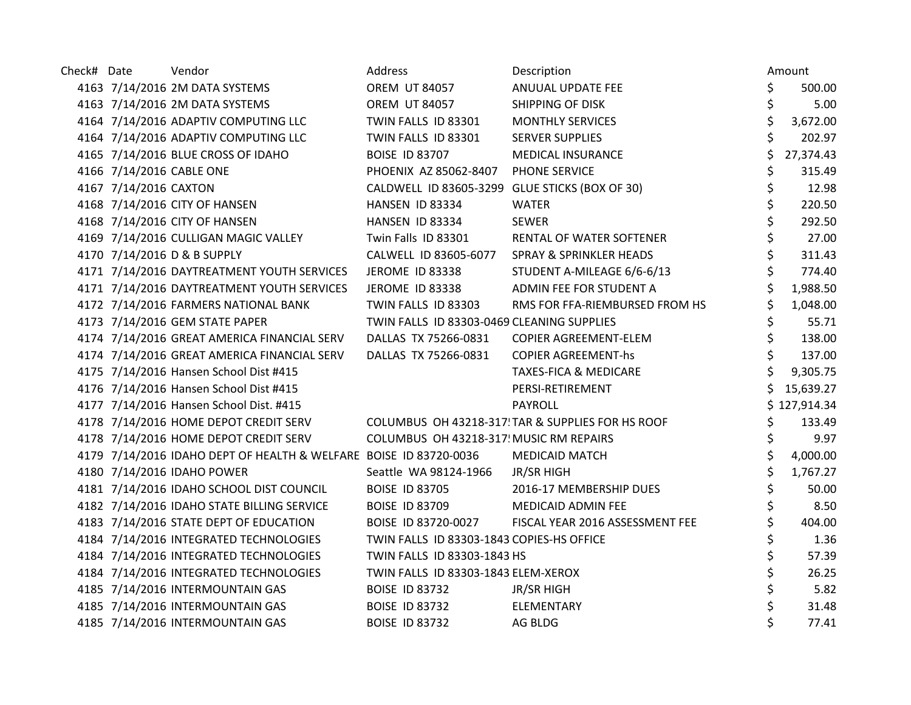| Check# | Date | Vendor | Address | Description | Amount |
|---|---|---|---|---|---|
| 4163 | 7/14/2016 | 2M DATA SYSTEMS | OREM UT 84057 | ANUUAL UPDATE FEE | $ 500.00 |
| 4163 | 7/14/2016 | 2M DATA SYSTEMS | OREM UT 84057 | SHIPPING OF DISK | $ 5.00 |
| 4164 | 7/14/2016 | ADAPTIV COMPUTING LLC | TWIN FALLS ID 83301 | MONTHLY SERVICES | $ 3,672.00 |
| 4164 | 7/14/2016 | ADAPTIV COMPUTING LLC | TWIN FALLS ID 83301 | SERVER SUPPLIES | $ 202.97 |
| 4165 | 7/14/2016 | BLUE CROSS OF IDAHO | BOISE ID 83707 | MEDICAL INSURANCE | $ 27,374.43 |
| 4166 | 7/14/2016 | CABLE ONE | PHOENIX AZ 85062-8407 | PHONE SERVICE | $ 315.49 |
| 4167 | 7/14/2016 | CAXTON | CALDWELL ID 83605-3299 | GLUE STICKS (BOX OF 30) | $ 12.98 |
| 4168 | 7/14/2016 | CITY OF HANSEN | HANSEN ID 83334 | WATER | $ 220.50 |
| 4168 | 7/14/2016 | CITY OF HANSEN | HANSEN ID 83334 | SEWER | $ 292.50 |
| 4169 | 7/14/2016 | CULLIGAN MAGIC VALLEY | Twin Falls ID 83301 | RENTAL OF WATER SOFTENER | $ 27.00 |
| 4170 | 7/14/2016 | D & B SUPPLY | CALWELL ID 83605-6077 | SPRAY & SPRINKLER HEADS | $ 311.43 |
| 4171 | 7/14/2016 | DAYTREATMENT YOUTH SERVICES | JEROME ID 83338 | STUDENT A-MILEAGE 6/6-6/13 | $ 774.40 |
| 4171 | 7/14/2016 | DAYTREATMENT YOUTH SERVICES | JEROME ID 83338 | ADMIN FEE FOR STUDENT A | $ 1,988.50 |
| 4172 | 7/14/2016 | FARMERS NATIONAL BANK | TWIN FALLS ID 83303 | RMS FOR FFA-RIEMBURSED FROM HS | $ 1,048.00 |
| 4173 | 7/14/2016 | GEM STATE PAPER | TWIN FALLS ID 83303-0469 | CLEANING SUPPLIES | $ 55.71 |
| 4174 | 7/14/2016 | GREAT AMERICA FINANCIAL SERV | DALLAS TX 75266-0831 | COPIER AGREEMENT-ELEM | $ 138.00 |
| 4174 | 7/14/2016 | GREAT AMERICA FINANCIAL SERV | DALLAS TX 75266-0831 | COPIER AGREEMENT-hs | $ 137.00 |
| 4175 | 7/14/2016 | Hansen School Dist #415 | | TAXES-FICA & MEDICARE | $ 9,305.75 |
| 4176 | 7/14/2016 | Hansen School Dist #415 | | PERSI-RETIREMENT | $ 15,639.27 |
| 4177 | 7/14/2016 | Hansen School Dist. #415 | | PAYROLL | $ 127,914.34 |
| 4178 | 7/14/2016 | HOME DEPOT CREDIT SERV | COLUMBUS OH 43218-317! | TAR & SUPPLIES FOR HS ROOF | $ 133.49 |
| 4178 | 7/14/2016 | HOME DEPOT CREDIT SERV | COLUMBUS OH 43218-317! | MUSIC RM REPAIRS | $ 9.97 |
| 4179 | 7/14/2016 | IDAHO DEPT OF HEALTH & WELFARE | BOISE ID 83720-0036 | MEDICAID MATCH | $ 4,000.00 |
| 4180 | 7/14/2016 | IDAHO POWER | Seattle WA 98124-1966 | JR/SR HIGH | $ 1,767.27 |
| 4181 | 7/14/2016 | IDAHO SCHOOL DIST COUNCIL | BOISE ID 83705 | 2016-17 MEMBERSHIP DUES | $ 50.00 |
| 4182 | 7/14/2016 | IDAHO STATE BILLING SERVICE | BOISE ID 83709 | MEDICAID ADMIN FEE | $ 8.50 |
| 4183 | 7/14/2016 | STATE DEPT OF EDUCATION | BOISE ID 83720-0027 | FISCAL YEAR 2016 ASSESSMENT FEE | $ 404.00 |
| 4184 | 7/14/2016 | INTEGRATED TECHNOLOGIES | TWIN FALLS ID 83303-1843 | COPIES-HS OFFICE | $ 1.36 |
| 4184 | 7/14/2016 | INTEGRATED TECHNOLOGIES | TWIN FALLS ID 83303-1843 | HS | $ 57.39 |
| 4184 | 7/14/2016 | INTEGRATED TECHNOLOGIES | TWIN FALLS ID 83303-1843 | ELEM-XEROX | $ 26.25 |
| 4185 | 7/14/2016 | INTERMOUNTAIN GAS | BOISE ID 83732 | JR/SR HIGH | $ 5.82 |
| 4185 | 7/14/2016 | INTERMOUNTAIN GAS | BOISE ID 83732 | ELEMENTARY | $ 31.48 |
| 4185 | 7/14/2016 | INTERMOUNTAIN GAS | BOISE ID 83732 | AG BLDG | $ 77.41 |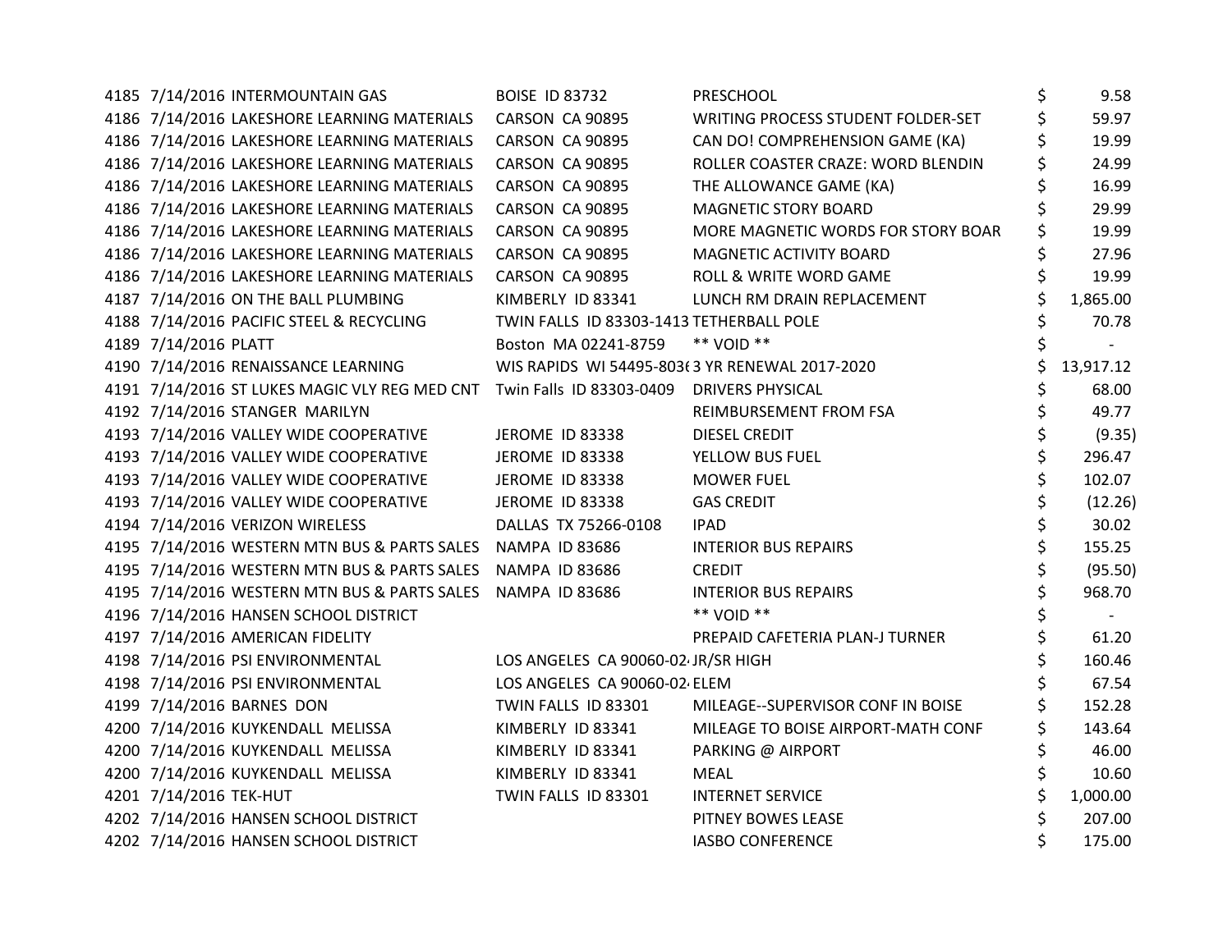| | | | | | | |
|---|---|---|---|---|---|---|
| 4185 | 7/14/2016 | INTERMOUNTAIN GAS | BOISE ID 83732 | PRESCHOOL | $ | 9.58 |
| 4186 | 7/14/2016 | LAKESHORE LEARNING MATERIALS | CARSON CA 90895 | WRITING PROCESS STUDENT FOLDER-SET | $ | 59.97 |
| 4186 | 7/14/2016 | LAKESHORE LEARNING MATERIALS | CARSON CA 90895 | CAN DO! COMPREHENSION GAME (KA) | $ | 19.99 |
| 4186 | 7/14/2016 | LAKESHORE LEARNING MATERIALS | CARSON CA 90895 | ROLLER COASTER CRAZE: WORD BLENDIN | $ | 24.99 |
| 4186 | 7/14/2016 | LAKESHORE LEARNING MATERIALS | CARSON CA 90895 | THE ALLOWANCE GAME (KA) | $ | 16.99 |
| 4186 | 7/14/2016 | LAKESHORE LEARNING MATERIALS | CARSON CA 90895 | MAGNETIC STORY BOARD | $ | 29.99 |
| 4186 | 7/14/2016 | LAKESHORE LEARNING MATERIALS | CARSON CA 90895 | MORE MAGNETIC WORDS FOR STORY BOAR | $ | 19.99 |
| 4186 | 7/14/2016 | LAKESHORE LEARNING MATERIALS | CARSON CA 90895 | MAGNETIC ACTIVITY BOARD | $ | 27.96 |
| 4186 | 7/14/2016 | LAKESHORE LEARNING MATERIALS | CARSON CA 90895 | ROLL & WRITE WORD GAME | $ | 19.99 |
| 4187 | 7/14/2016 | ON THE BALL PLUMBING | KIMBERLY ID 83341 | LUNCH RM DRAIN REPLACEMENT | $ | 1,865.00 |
| 4188 | 7/14/2016 | PACIFIC STEEL & RECYCLING | TWIN FALLS ID 83303-1413 | TETHERBALL POLE | $ | 70.78 |
| 4189 | 7/14/2016 | PLATT | Boston MA 02241-8759 | ** VOID ** | $ | - |
| 4190 | 7/14/2016 | RENAISSANCE LEARNING | WIS RAPIDS WI 54495-803( | 3 YR RENEWAL 2017-2020 | $ | 13,917.12 |
| 4191 | 7/14/2016 | ST LUKES MAGIC VLY REG MED CNT | Twin Falls ID 83303-0409 | DRIVERS PHYSICAL | $ | 68.00 |
| 4192 | 7/14/2016 | STANGER MARILYN | | REIMBURSEMENT FROM FSA | $ | 49.77 |
| 4193 | 7/14/2016 | VALLEY WIDE COOPERATIVE | JEROME ID 83338 | DIESEL CREDIT | $ | (9.35) |
| 4193 | 7/14/2016 | VALLEY WIDE COOPERATIVE | JEROME ID 83338 | YELLOW BUS FUEL | $ | 296.47 |
| 4193 | 7/14/2016 | VALLEY WIDE COOPERATIVE | JEROME ID 83338 | MOWER FUEL | $ | 102.07 |
| 4193 | 7/14/2016 | VALLEY WIDE COOPERATIVE | JEROME ID 83338 | GAS CREDIT | $ | (12.26) |
| 4194 | 7/14/2016 | VERIZON WIRELESS | DALLAS TX 75266-0108 | IPAD | $ | 30.02 |
| 4195 | 7/14/2016 | WESTERN MTN BUS & PARTS SALES | NAMPA ID 83686 | INTERIOR BUS REPAIRS | $ | 155.25 |
| 4195 | 7/14/2016 | WESTERN MTN BUS & PARTS SALES | NAMPA ID 83686 | CREDIT | $ | (95.50) |
| 4195 | 7/14/2016 | WESTERN MTN BUS & PARTS SALES | NAMPA ID 83686 | INTERIOR BUS REPAIRS | $ | 968.70 |
| 4196 | 7/14/2016 | HANSEN SCHOOL DISTRICT | | ** VOID ** | $ | - |
| 4197 | 7/14/2016 | AMERICAN FIDELITY | | PREPAID CAFETERIA PLAN-J TURNER | $ | 61.20 |
| 4198 | 7/14/2016 | PSI ENVIRONMENTAL | LOS ANGELES CA 90060-02 | JR/SR HIGH | $ | 160.46 |
| 4198 | 7/14/2016 | PSI ENVIRONMENTAL | LOS ANGELES CA 90060-02 | ELEM | $ | 67.54 |
| 4199 | 7/14/2016 | BARNES DON | TWIN FALLS ID 83301 | MILEAGE--SUPERVISOR CONF IN BOISE | $ | 152.28 |
| 4200 | 7/14/2016 | KUYKENDALL MELISSA | KIMBERLY ID 83341 | MILEAGE TO BOISE AIRPORT-MATH CONF | $ | 143.64 |
| 4200 | 7/14/2016 | KUYKENDALL MELISSA | KIMBERLY ID 83341 | PARKING @ AIRPORT | $ | 46.00 |
| 4200 | 7/14/2016 | KUYKENDALL MELISSA | KIMBERLY ID 83341 | MEAL | $ | 10.60 |
| 4201 | 7/14/2016 | TEK-HUT | TWIN FALLS ID 83301 | INTERNET SERVICE | $ | 1,000.00 |
| 4202 | 7/14/2016 | HANSEN SCHOOL DISTRICT | | PITNEY BOWES LEASE | $ | 207.00 |
| 4202 | 7/14/2016 | HANSEN SCHOOL DISTRICT | | IASBO CONFERENCE | $ | 175.00 |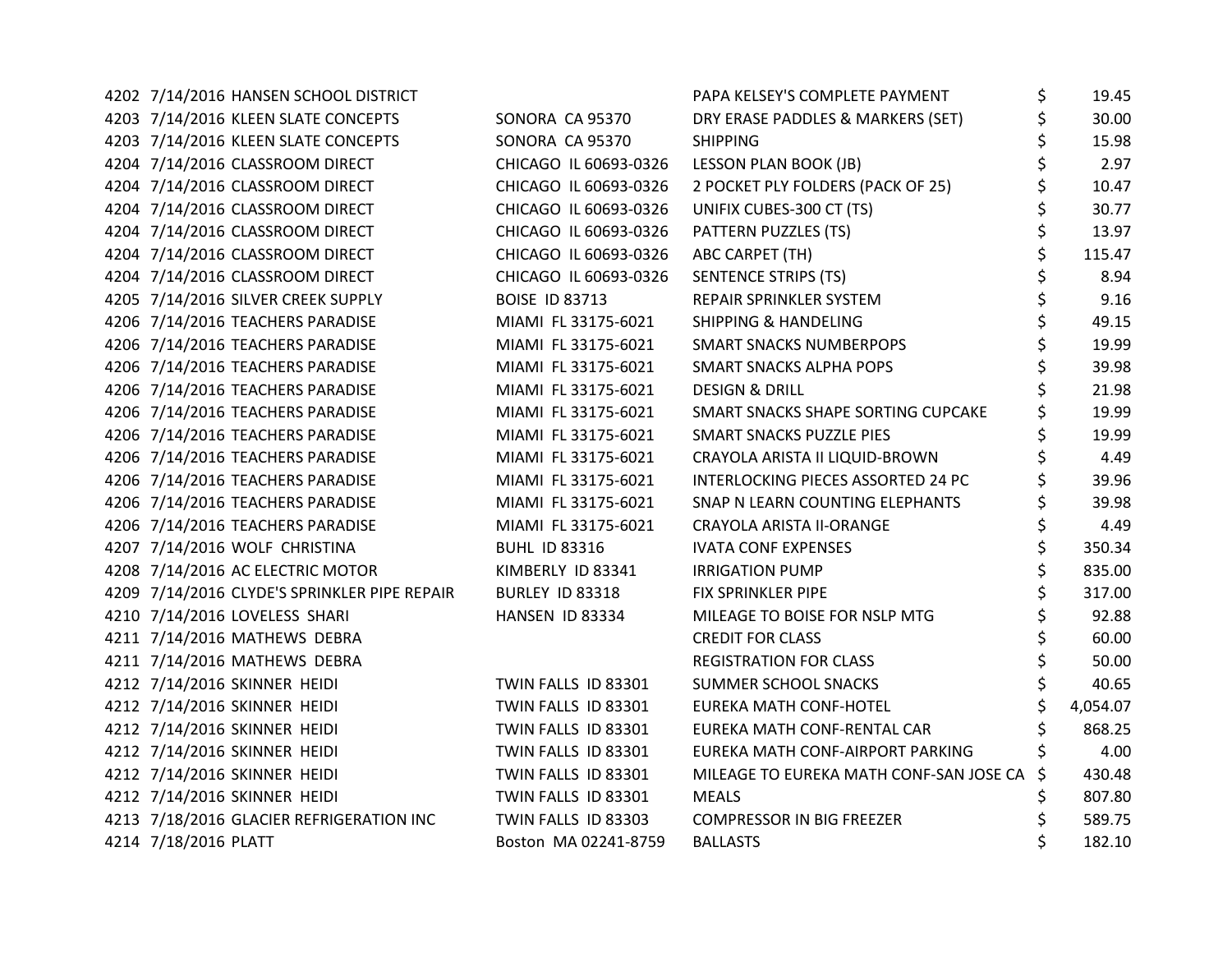| | | | | | |
|---|---|---|---|---|---|
| 4202 | 7/14/2016 | HANSEN SCHOOL DISTRICT | | PAPA KELSEY'S COMPLETE PAYMENT | $ 19.45 |
| 4203 | 7/14/2016 | KLEEN SLATE CONCEPTS | SONORA CA 95370 | DRY ERASE PADDLES & MARKERS (SET) | $ 30.00 |
| 4203 | 7/14/2016 | KLEEN SLATE CONCEPTS | SONORA CA 95370 | SHIPPING | $ 15.98 |
| 4204 | 7/14/2016 | CLASSROOM DIRECT | CHICAGO IL 60693-0326 | LESSON PLAN BOOK (JB) | $ 2.97 |
| 4204 | 7/14/2016 | CLASSROOM DIRECT | CHICAGO IL 60693-0326 | 2 POCKET PLY FOLDERS (PACK OF 25) | $ 10.47 |
| 4204 | 7/14/2016 | CLASSROOM DIRECT | CHICAGO IL 60693-0326 | UNIFIX CUBES-300 CT (TS) | $ 30.77 |
| 4204 | 7/14/2016 | CLASSROOM DIRECT | CHICAGO IL 60693-0326 | PATTERN PUZZLES (TS) | $ 13.97 |
| 4204 | 7/14/2016 | CLASSROOM DIRECT | CHICAGO IL 60693-0326 | ABC CARPET (TH) | $ 115.47 |
| 4204 | 7/14/2016 | CLASSROOM DIRECT | CHICAGO IL 60693-0326 | SENTENCE STRIPS (TS) | $ 8.94 |
| 4205 | 7/14/2016 | SILVER CREEK SUPPLY | BOISE ID 83713 | REPAIR SPRINKLER SYSTEM | $ 9.16 |
| 4206 | 7/14/2016 | TEACHERS PARADISE | MIAMI FL 33175-6021 | SHIPPING & HANDELING | $ 49.15 |
| 4206 | 7/14/2016 | TEACHERS PARADISE | MIAMI FL 33175-6021 | SMART SNACKS NUMBERPOPS | $ 19.99 |
| 4206 | 7/14/2016 | TEACHERS PARADISE | MIAMI FL 33175-6021 | SMART SNACKS ALPHA POPS | $ 39.98 |
| 4206 | 7/14/2016 | TEACHERS PARADISE | MIAMI FL 33175-6021 | DESIGN & DRILL | $ 21.98 |
| 4206 | 7/14/2016 | TEACHERS PARADISE | MIAMI FL 33175-6021 | SMART SNACKS SHAPE SORTING CUPCAKE | $ 19.99 |
| 4206 | 7/14/2016 | TEACHERS PARADISE | MIAMI FL 33175-6021 | SMART SNACKS PUZZLE PIES | $ 19.99 |
| 4206 | 7/14/2016 | TEACHERS PARADISE | MIAMI FL 33175-6021 | CRAYOLA ARISTA II LIQUID-BROWN | $ 4.49 |
| 4206 | 7/14/2016 | TEACHERS PARADISE | MIAMI FL 33175-6021 | INTERLOCKING PIECES ASSORTED 24 PC | $ 39.96 |
| 4206 | 7/14/2016 | TEACHERS PARADISE | MIAMI FL 33175-6021 | SNAP N LEARN COUNTING ELEPHANTS | $ 39.98 |
| 4206 | 7/14/2016 | TEACHERS PARADISE | MIAMI FL 33175-6021 | CRAYOLA ARISTA II-ORANGE | $ 4.49 |
| 4207 | 7/14/2016 | WOLF CHRISTINA | BUHL ID 83316 | IVATA CONF EXPENSES | $ 350.34 |
| 4208 | 7/14/2016 | AC ELECTRIC MOTOR | KIMBERLY ID 83341 | IRRIGATION PUMP | $ 835.00 |
| 4209 | 7/14/2016 | CLYDE'S SPRINKLER PIPE REPAIR | BURLEY ID 83318 | FIX SPRINKLER PIPE | $ 317.00 |
| 4210 | 7/14/2016 | LOVELESS SHARI | HANSEN ID 83334 | MILEAGE TO BOISE FOR NSLP MTG | $ 92.88 |
| 4211 | 7/14/2016 | MATHEWS DEBRA | | CREDIT FOR CLASS | $ 60.00 |
| 4211 | 7/14/2016 | MATHEWS DEBRA | | REGISTRATION FOR CLASS | $ 50.00 |
| 4212 | 7/14/2016 | SKINNER HEIDI | TWIN FALLS ID 83301 | SUMMER SCHOOL SNACKS | $ 40.65 |
| 4212 | 7/14/2016 | SKINNER HEIDI | TWIN FALLS ID 83301 | EUREKA MATH CONF-HOTEL | $ 4,054.07 |
| 4212 | 7/14/2016 | SKINNER HEIDI | TWIN FALLS ID 83301 | EUREKA MATH CONF-RENTAL CAR | $ 868.25 |
| 4212 | 7/14/2016 | SKINNER HEIDI | TWIN FALLS ID 83301 | EUREKA MATH CONF-AIRPORT PARKING | $ 4.00 |
| 4212 | 7/14/2016 | SKINNER HEIDI | TWIN FALLS ID 83301 | MILEAGE TO EUREKA MATH CONF-SAN JOSE CA | $ 430.48 |
| 4212 | 7/14/2016 | SKINNER HEIDI | TWIN FALLS ID 83301 | MEALS | $ 807.80 |
| 4213 | 7/18/2016 | GLACIER REFRIGERATION INC | TWIN FALLS ID 83303 | COMPRESSOR IN BIG FREEZER | $ 589.75 |
| 4214 | 7/18/2016 | PLATT | Boston MA 02241-8759 | BALLASTS | $ 182.10 |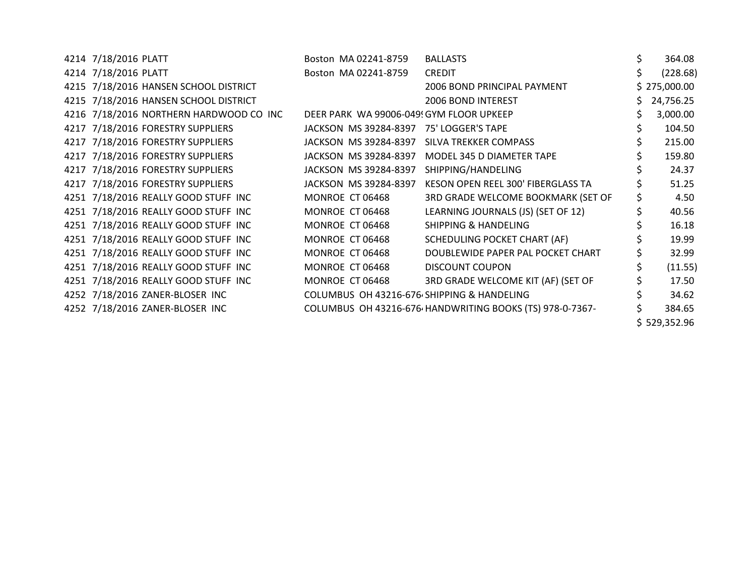| | | | | | |
|---|---|---|---|---|---|
| 4214 | 7/18/2016 | PLATT | Boston MA 02241-8759 | BALLASTS | $ 364.08 |
| 4214 | 7/18/2016 | PLATT | Boston MA 02241-8759 | CREDIT | $ (228.68) |
| 4215 | 7/18/2016 | HANSEN SCHOOL DISTRICT | | 2006 BOND PRINCIPAL PAYMENT | $ 275,000.00 |
| 4215 | 7/18/2016 | HANSEN SCHOOL DISTRICT | | 2006 BOND INTEREST | $ 24,756.25 |
| 4216 | 7/18/2016 | NORTHERN HARDWOOD CO INC | DEER PARK WA 99006-049 | GYM FLOOR UPKEEP | $ 3,000.00 |
| 4217 | 7/18/2016 | FORESTRY SUPPLIERS | JACKSON MS 39284-8397 | 75' LOGGER'S TAPE | $ 104.50 |
| 4217 | 7/18/2016 | FORESTRY SUPPLIERS | JACKSON MS 39284-8397 | SILVA TREKKER COMPASS | $ 215.00 |
| 4217 | 7/18/2016 | FORESTRY SUPPLIERS | JACKSON MS 39284-8397 | MODEL 345 D DIAMETER TAPE | $ 159.80 |
| 4217 | 7/18/2016 | FORESTRY SUPPLIERS | JACKSON MS 39284-8397 | SHIPPING/HANDELING | $ 24.37 |
| 4217 | 7/18/2016 | FORESTRY SUPPLIERS | JACKSON MS 39284-8397 | KESON OPEN REEL 300' FIBERGLASS TA | $ 51.25 |
| 4251 | 7/18/2016 | REALLY GOOD STUFF INC | MONROE CT 06468 | 3RD GRADE WELCOME BOOKMARK (SET OF | $ 4.50 |
| 4251 | 7/18/2016 | REALLY GOOD STUFF INC | MONROE CT 06468 | LEARNING JOURNALS (JS) (SET OF 12) | $ 40.56 |
| 4251 | 7/18/2016 | REALLY GOOD STUFF INC | MONROE CT 06468 | SHIPPING & HANDELING | $ 16.18 |
| 4251 | 7/18/2016 | REALLY GOOD STUFF INC | MONROE CT 06468 | SCHEDULING POCKET CHART (AF) | $ 19.99 |
| 4251 | 7/18/2016 | REALLY GOOD STUFF INC | MONROE CT 06468 | DOUBLEWIDE PAPER PAL POCKET CHART | $ 32.99 |
| 4251 | 7/18/2016 | REALLY GOOD STUFF INC | MONROE CT 06468 | DISCOUNT COUPON | $ (11.55) |
| 4251 | 7/18/2016 | REALLY GOOD STUFF INC | MONROE CT 06468 | 3RD GRADE WELCOME KIT (AF) (SET OF | $ 17.50 |
| 4252 | 7/18/2016 | ZANER-BLOSER INC | COLUMBUS OH 43216-676 | SHIPPING & HANDELING | $ 34.62 |
| 4252 | 7/18/2016 | ZANER-BLOSER INC | COLUMBUS OH 43216-676 | HANDWRITING BOOKS (TS) 978-0-7367- | $ 384.65 |
| | | | | | $ 529,352.96 |